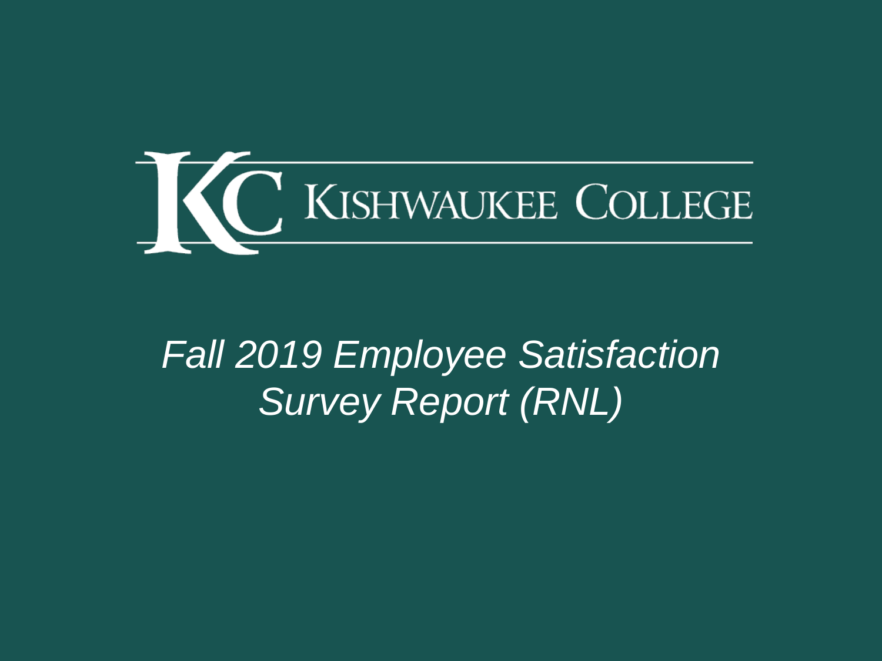KISHWAUKEE COLLEGE

# *Fall 2019 Employee Satisfaction Survey Report (RNL)*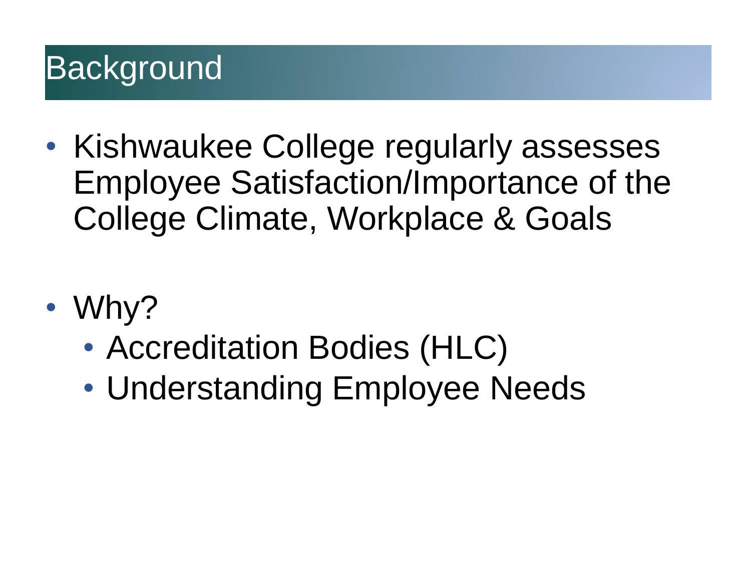# Background

- Kishwaukee College regularly assesses Employee Satisfaction/Importance of the College Climate, Workplace & Goals
- Why?
  - Accreditation Bodies (HLC)
  - Understanding Employee Needs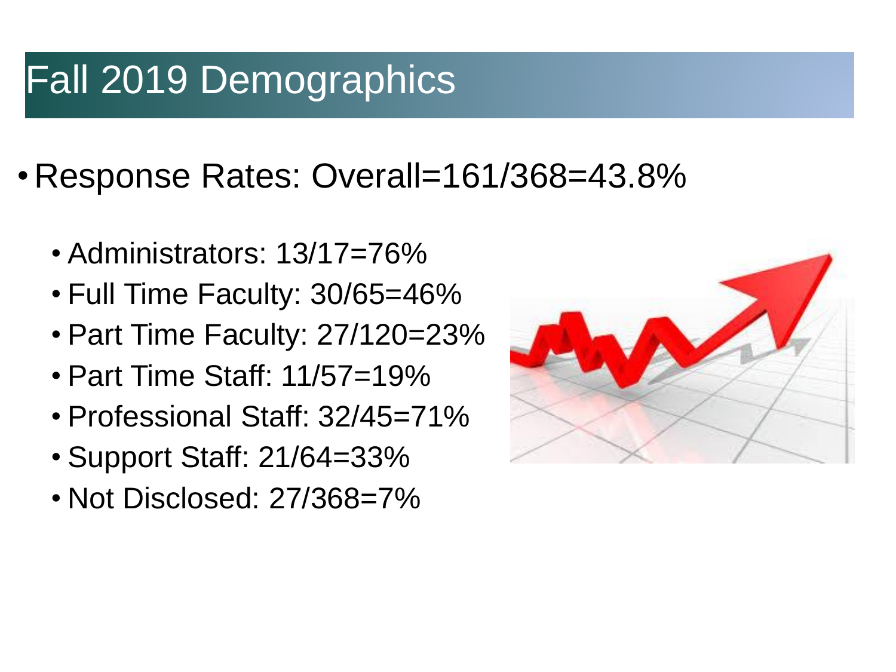# Fall 2019 Demographics

- Response Rates: Overall=161/368=43.8%
  - Administrators: 13/17=76%
  - Full Time Faculty: 30/65=46%
  - Part Time Faculty: 27/120=23%
  - Part Time Staff: 11/57=19%
  - Professional Staff: 32/45=71%
  - Support Staff: 21/64=33%
  - Not Disclosed: 27/368=7%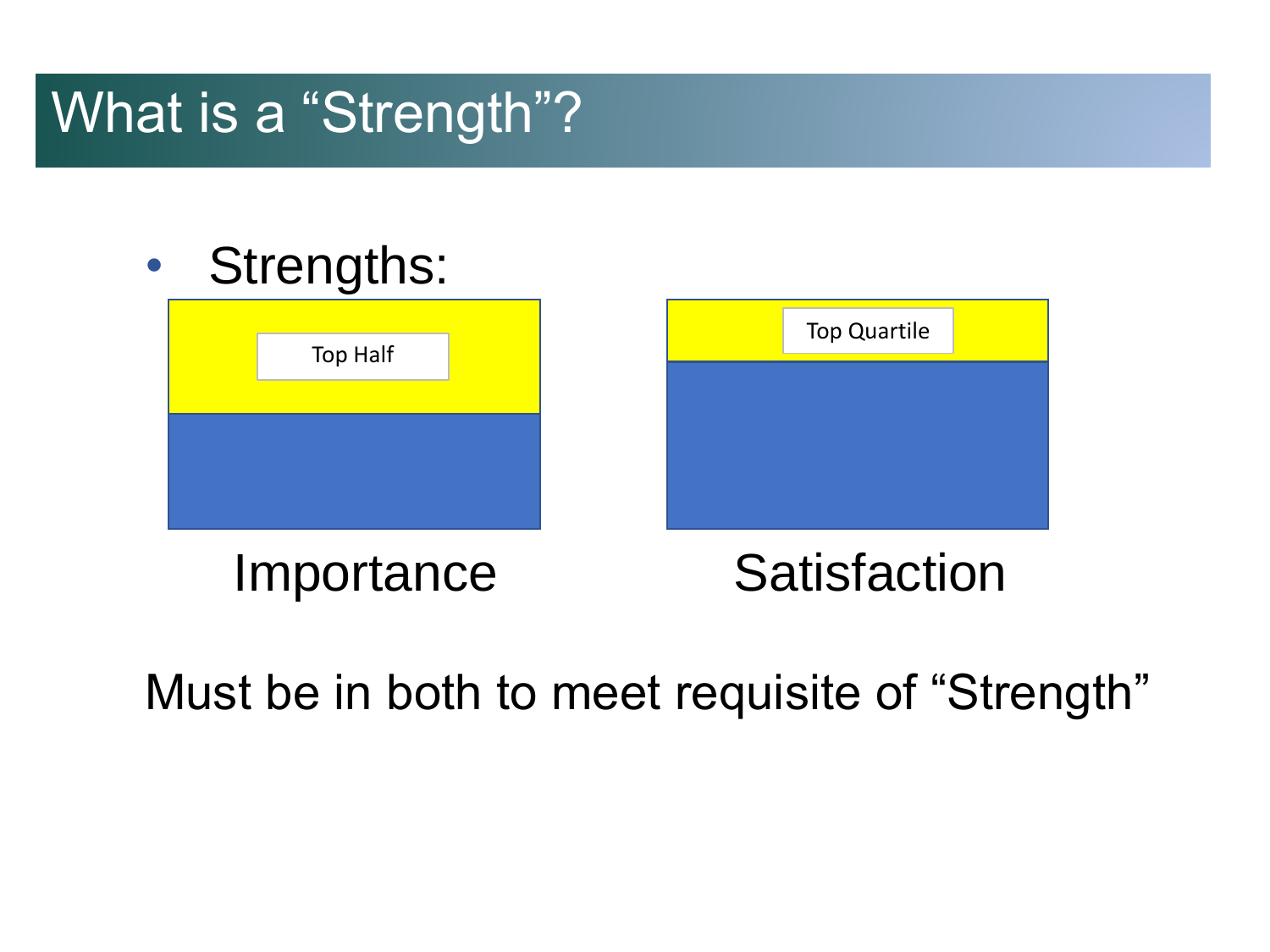# What is a "Strength"?

- Strengths:

Top Half

Importance

Top Quartile

Satisfaction

Must be in both to meet requisite of "Strength"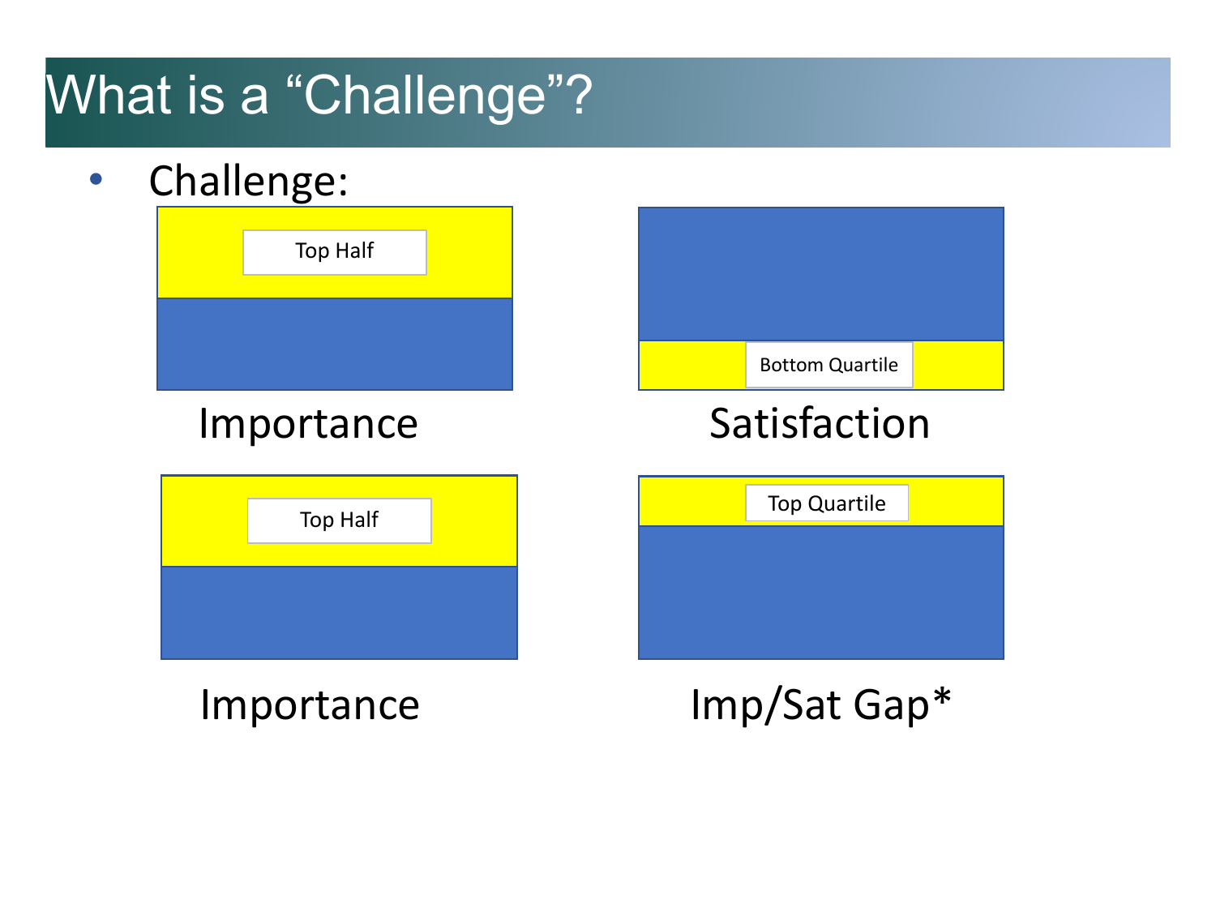# What is a "Challenge"?

- Challenge:

Top Half

Importance

Bottom Quartile

Satisfaction

Top Half

Importance

Top Quartile

Imp/Sat Gap*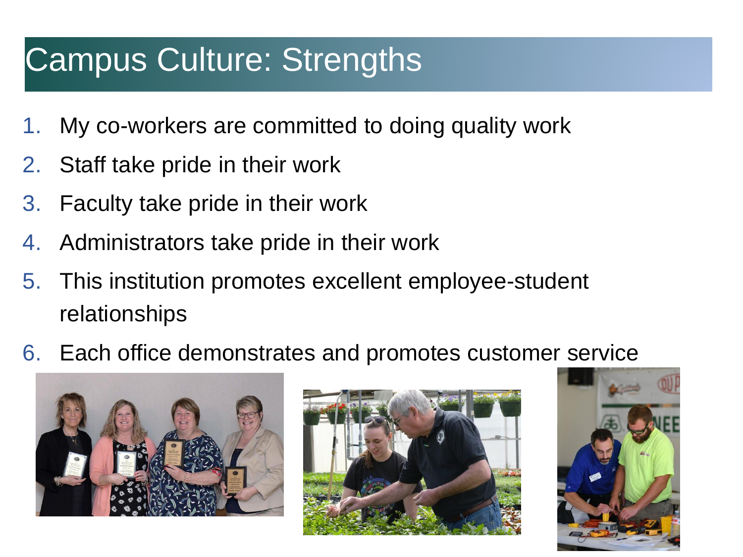# Campus Culture: Strengths

1. My co-workers are committed to doing quality work
2. Staff take pride in their work
3. Faculty take pride in their work
4. Administrators take pride in their work
5. This institution promotes excellent employee-student relationships
6. Each office demonstrates and promotes customer service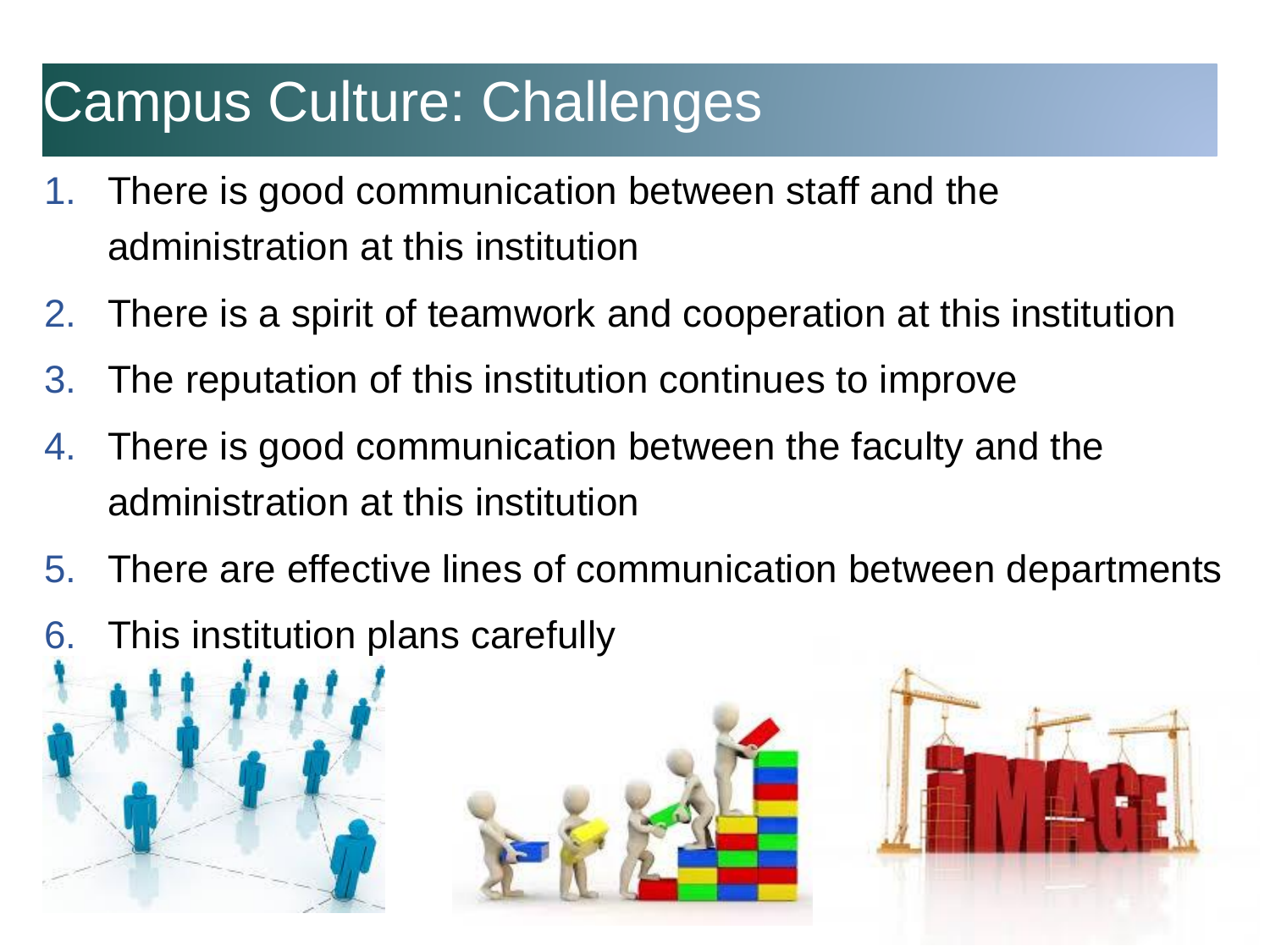# Campus Culture: Challenges

1. There is good communication between staff and the administration at this institution
2. There is a spirit of teamwork and cooperation at this institution
3. The reputation of this institution continues to improve
4. There is good communication between the faculty and the administration at this institution
5. There are effective lines of communication between departments
6. This institution plans carefully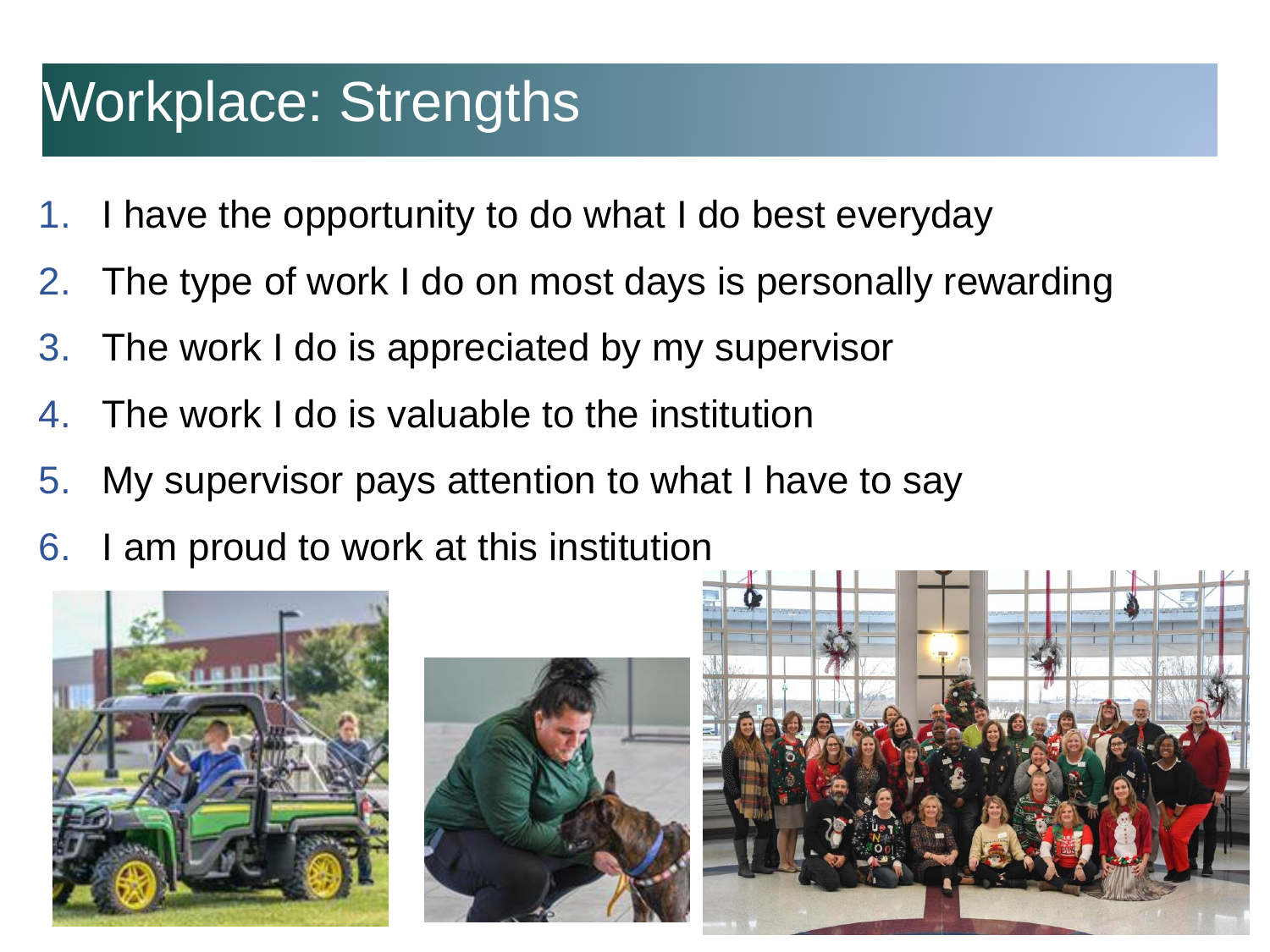# Workplace: Strengths

1. I have the opportunity to do what I do best everyday
2. The type of work I do on most days is personally rewarding
3. The work I do is appreciated by my supervisor
4. The work I do is valuable to the institution
5. My supervisor pays attention to what I have to say
6. I am proud to work at this institution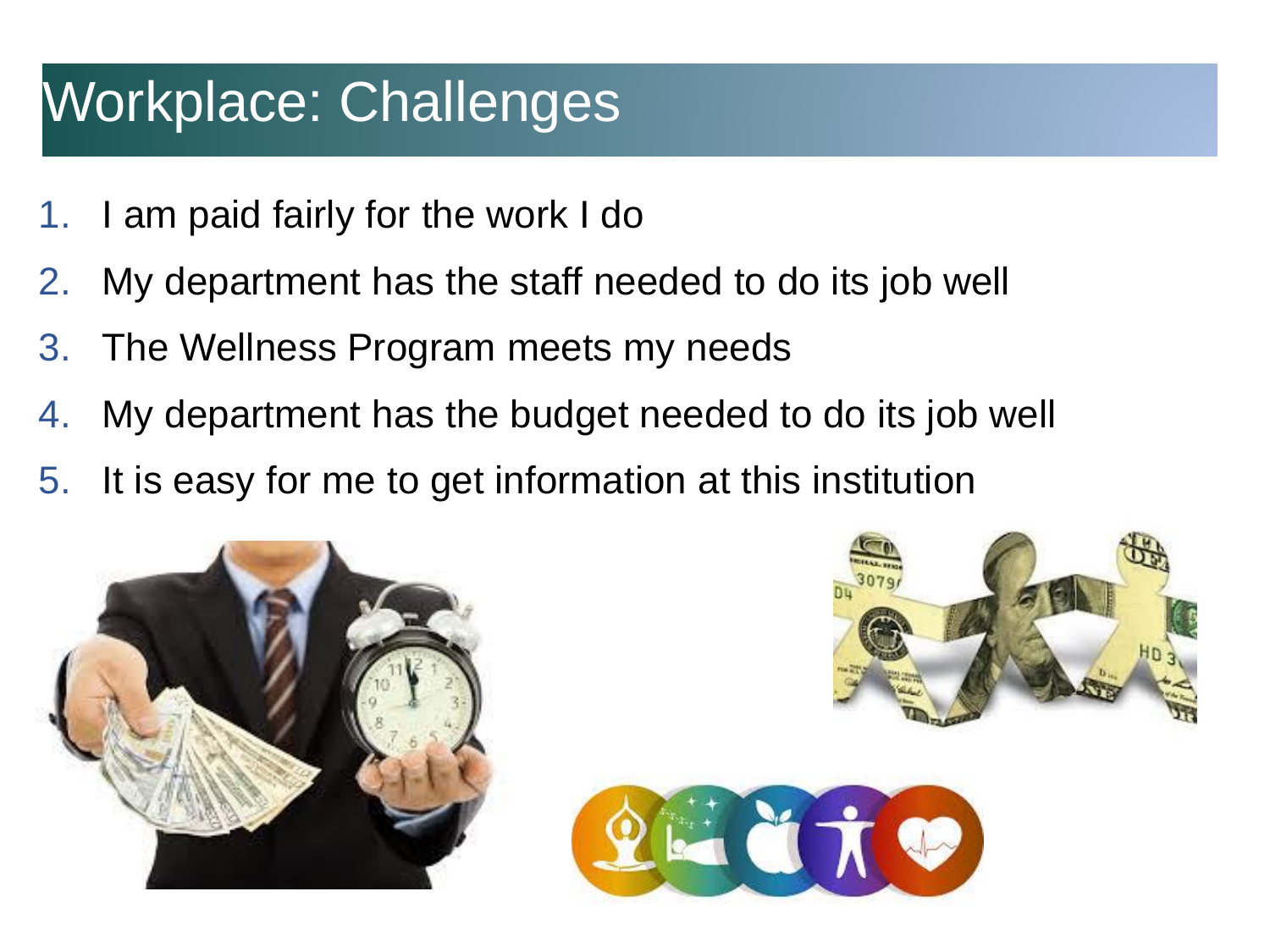# Workplace: Challenges

1. I am paid fairly for the work I do
2. My department has the staff needed to do its job well
3. The Wellness Program meets my needs
4. My department has the budget needed to do its job well
5. It is easy for me to get information at this institution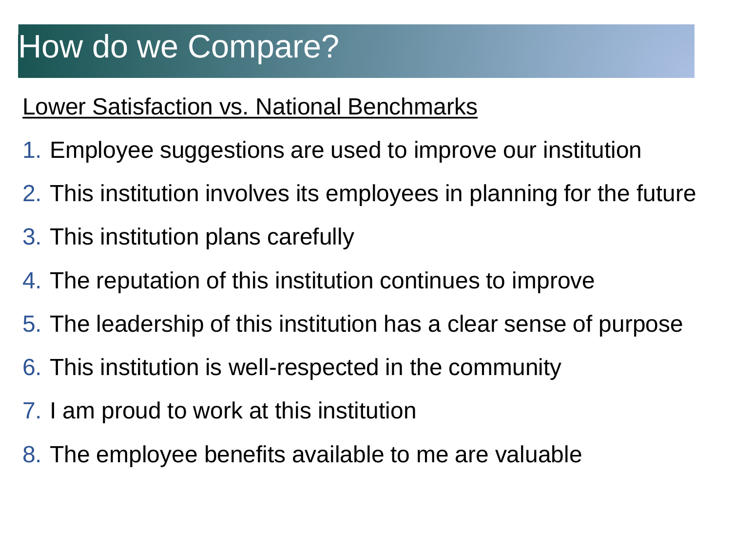# How do we Compare?

Lower Satisfaction vs. National Benchmarks

1. Employee suggestions are used to improve our institution
2. This institution involves its employees in planning for the future
3. This institution plans carefully
4. The reputation of this institution continues to improve
5. The leadership of this institution has a clear sense of purpose
6. This institution is well-respected in the community
7. I am proud to work at this institution
8. The employee benefits available to me are valuable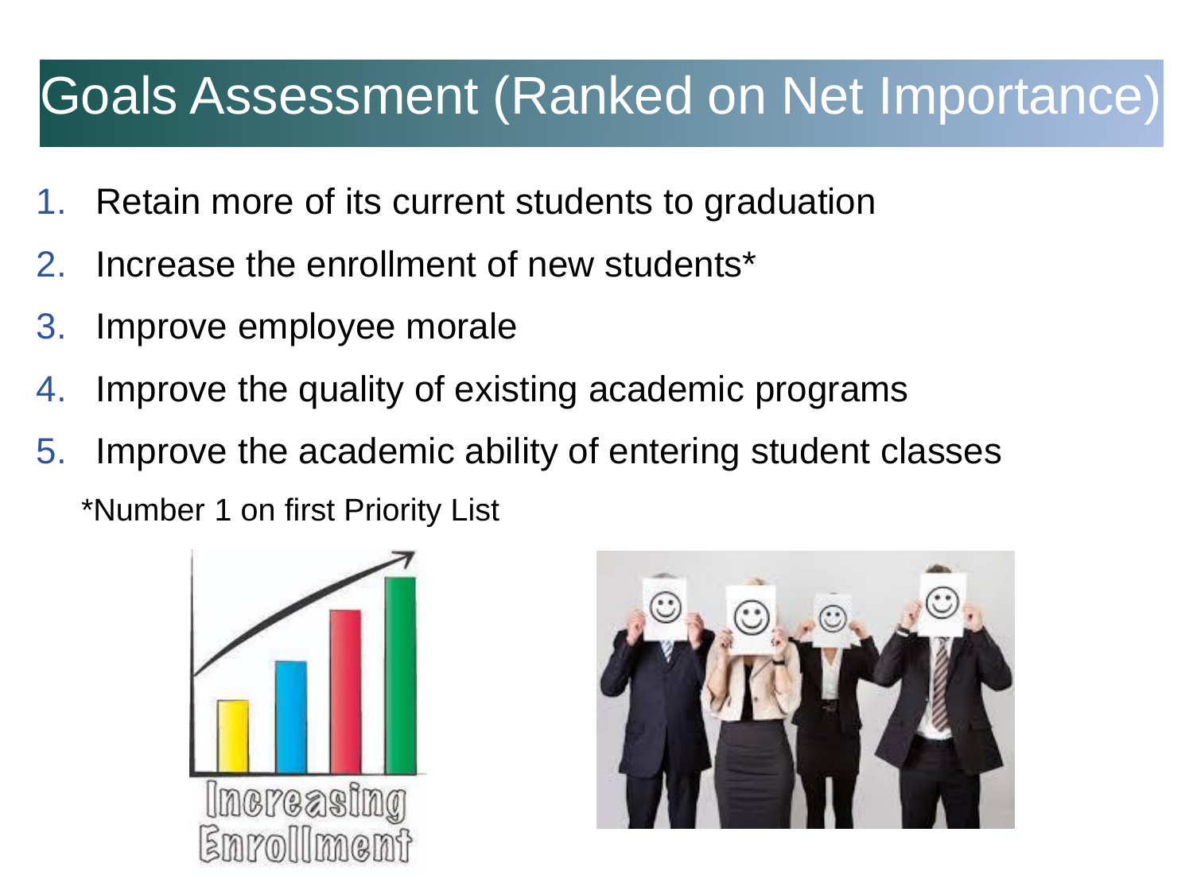# Goals Assessment (Ranked on Net Importance)

1. Retain more of its current students to graduation
2. Increase the enrollment of new students*
3. Improve employee morale
4. Improve the quality of existing academic programs
5. Improve the academic ability of entering student classes

*Number 1 on first Priority List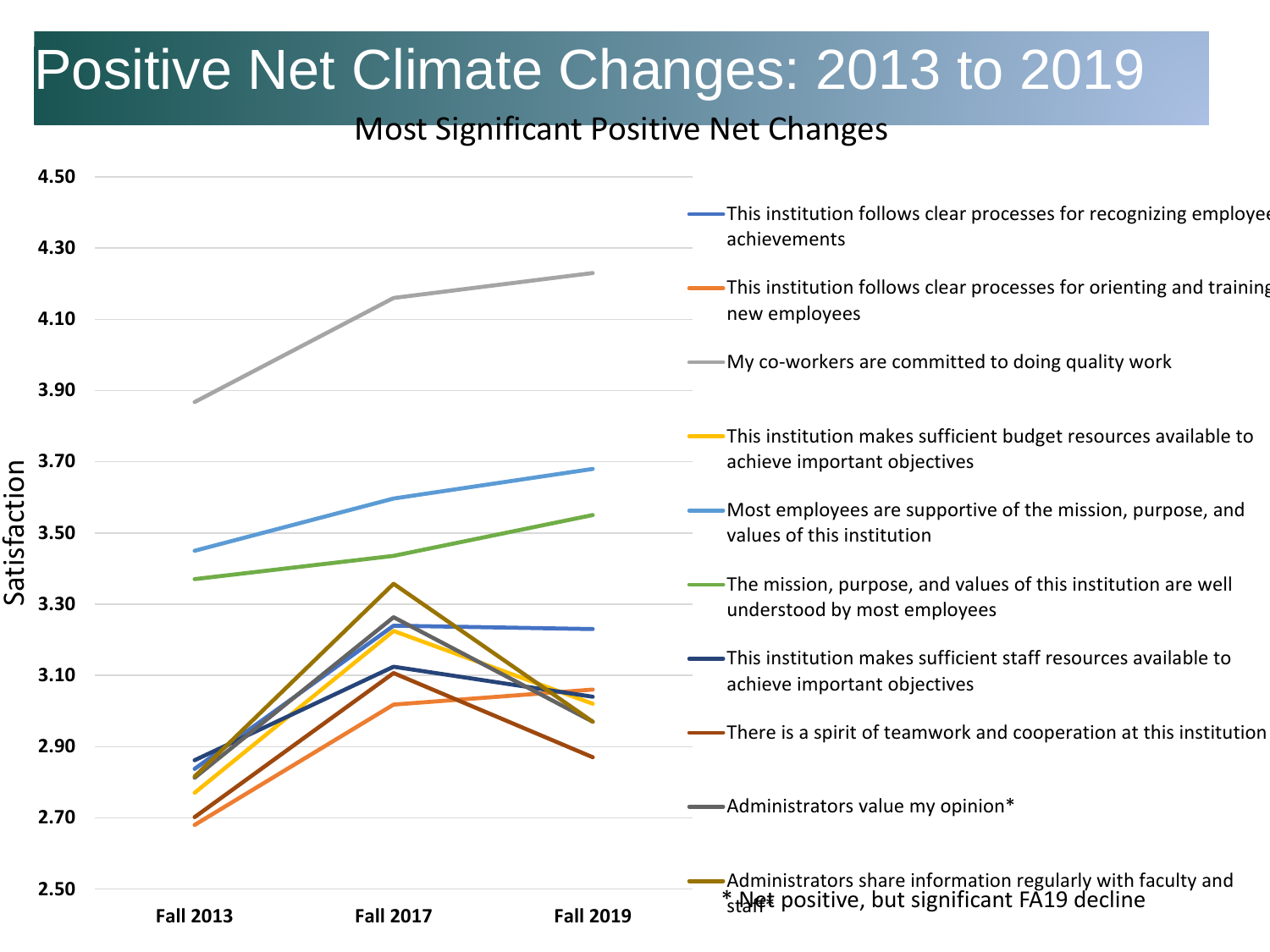# Positive Net Climate Changes: 2013 to 2019

## Most Significant Positive Net Changes

Satisfaction

4.50
4.30
4.10
3.90
3.70
3.50
3.30
3.10
2.90
2.70
2.50

Fall 2013 | Fall 2017 | Fall 2019

- This institution follows clear processes for recognizing employee achievements
- This institution follows clear processes for orienting and training new employees
- My co-workers are committed to doing quality work
- This institution makes sufficient budget resources available to achieve important objectives
- Most employees are supportive of the mission, purpose, and values of this institution
- The mission, purpose, and values of this institution are well understood by most employees
- This institution makes sufficient staff resources available to achieve important objectives
- There is a spirit of teamwork and cooperation at this institution
- Administrators value my opinion*
- Administrators share information regularly with faculty and staff*

*Net positive, but significant FA19 decline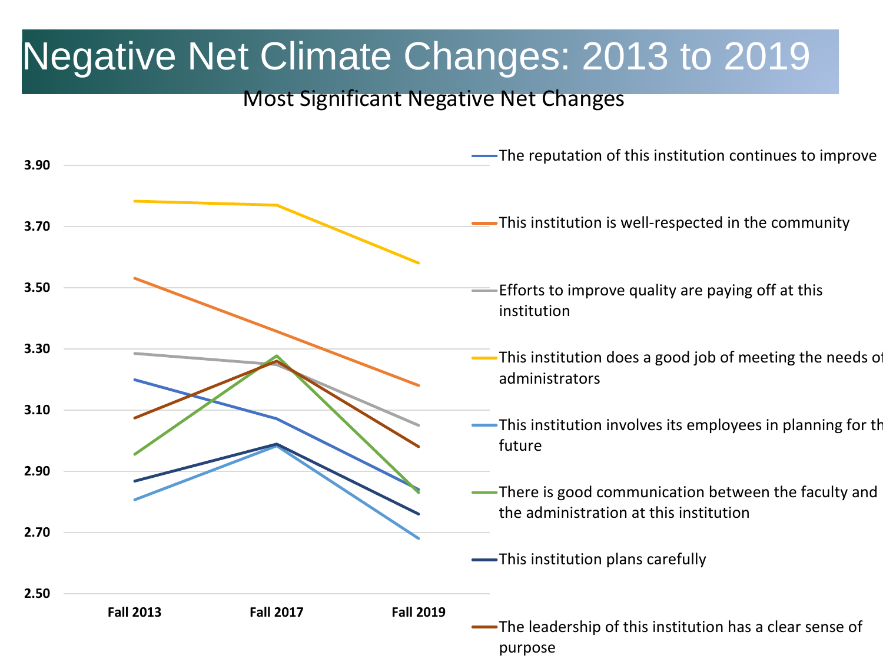# Negative Net Climate Changes: 2013 to 2019

## Most Significant Negative Net Changes

3.90
3.70
3.50
3.30
3.10
2.90
2.70
2.50

Fall 2013 | Fall 2017 | Fall 2019

- The reputation of this institution continues to improve
- This institution is well-respected in the community
- Efforts to improve quality are paying off at this institution
- This institution does a good job of meeting the needs of administrators
- This institution involves its employees in planning for the future
- There is good communication between the faculty and the administration at this institution
- This institution plans carefully
- The leadership of this institution has a clear sense of purpose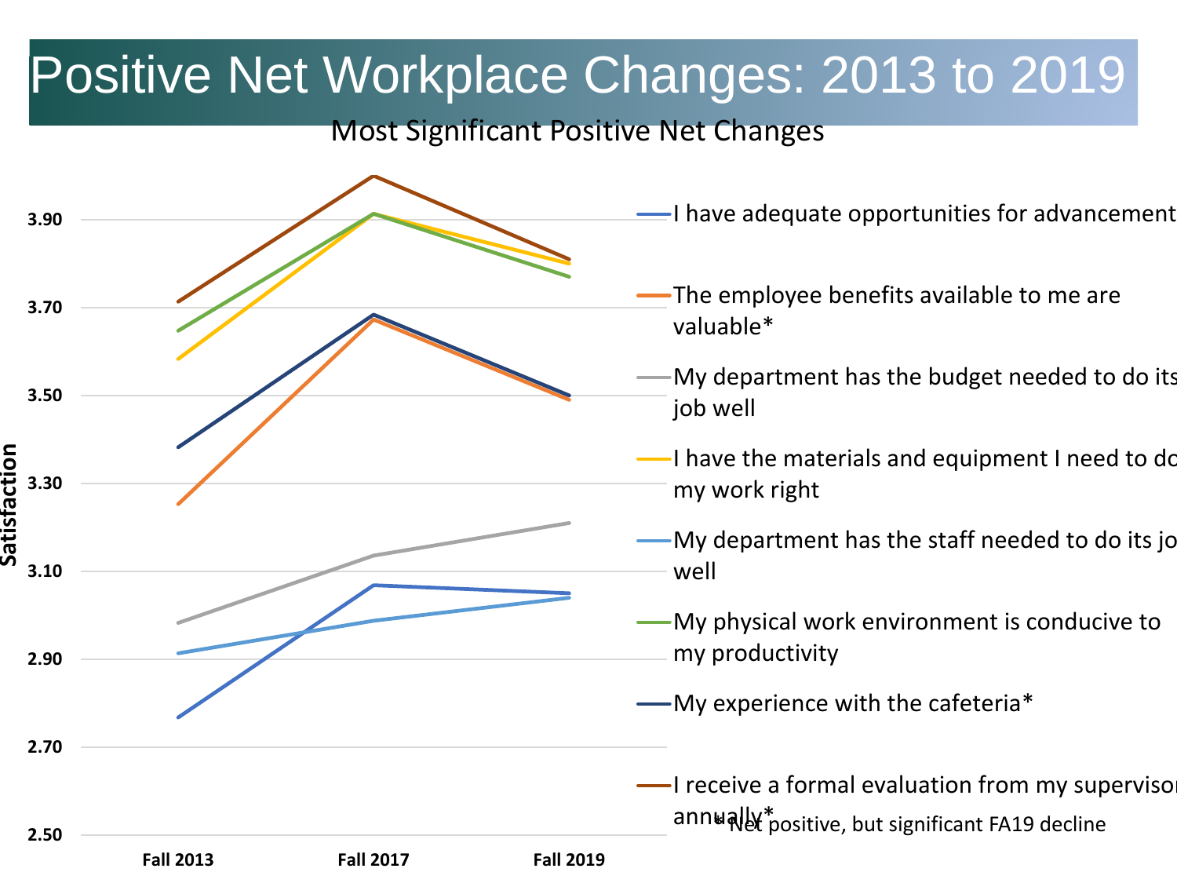# Positive Net Workplace Changes: 2013 to 2019

Most Significant Positive Net Changes

Satisfaction

3.90
3.70
3.50
3.30
3.10
2.90
2.70
2.50

Fall 2013 | Fall 2017 | Fall 2019

- I have adequate opportunities for advancement
- The employee benefits available to me are valuable*
- My department has the budget needed to do its job well
- I have the materials and equipment I need to do my work right
- My department has the staff needed to do its job well
- My physical work environment is conducive to my productivity
- My experience with the cafeteria*
- I receive a formal evaluation from my supervisor annually*

* Net positive, but significant FA19 decline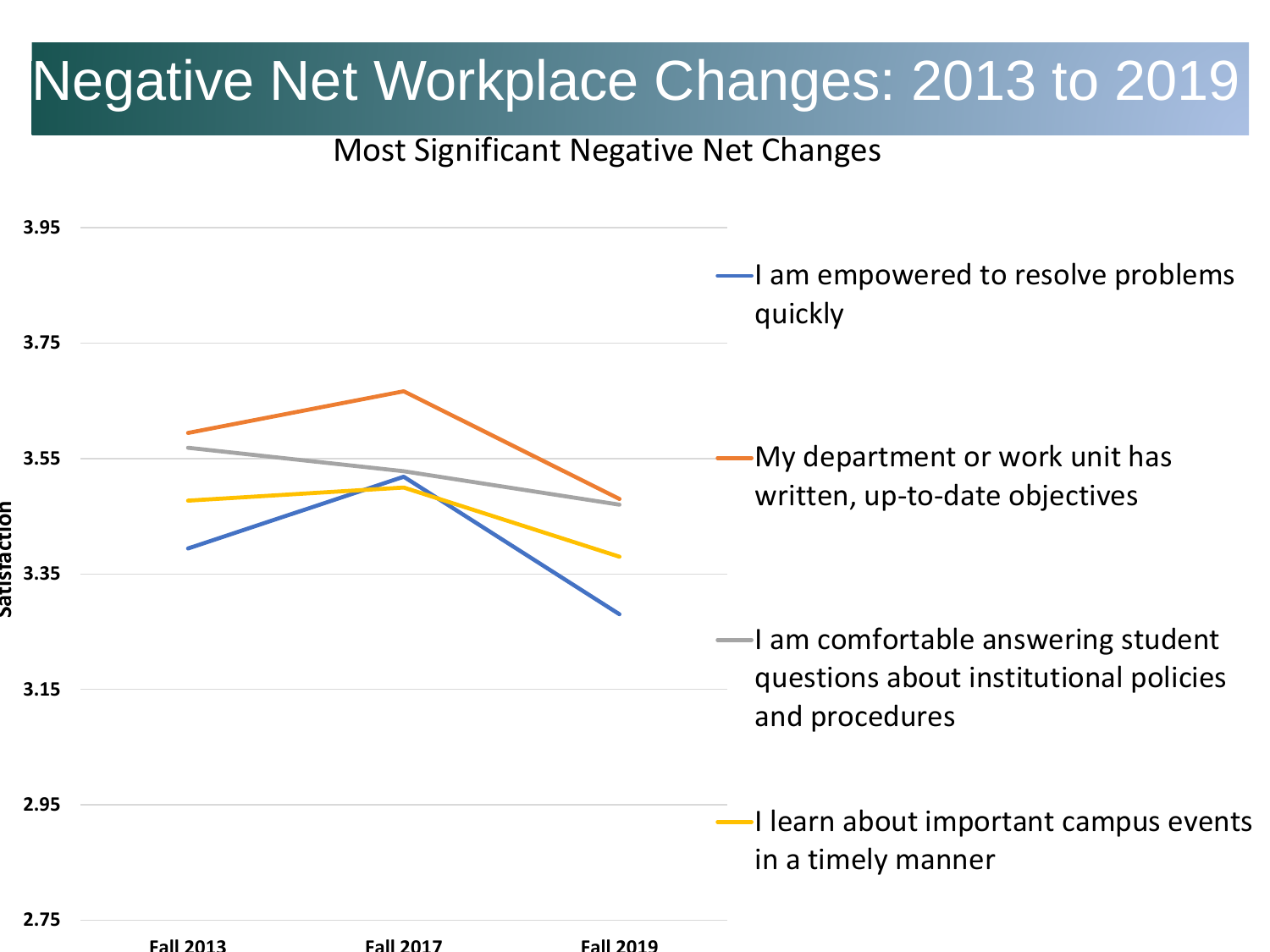# Negative Net Workplace Changes: 2013 to 2019

Most Significant Negative Net Changes

Satisfaction

3.95

3.75

3.55

3.35

3.15

2.95

2.75

Fall 2013 | Fall 2017 | Fall 2019

- I am empowered to resolve problems quickly
- My department or work unit has written, up-to-date objectives
- I am comfortable answering student questions about institutional policies and procedures
- I learn about important campus events in a timely manner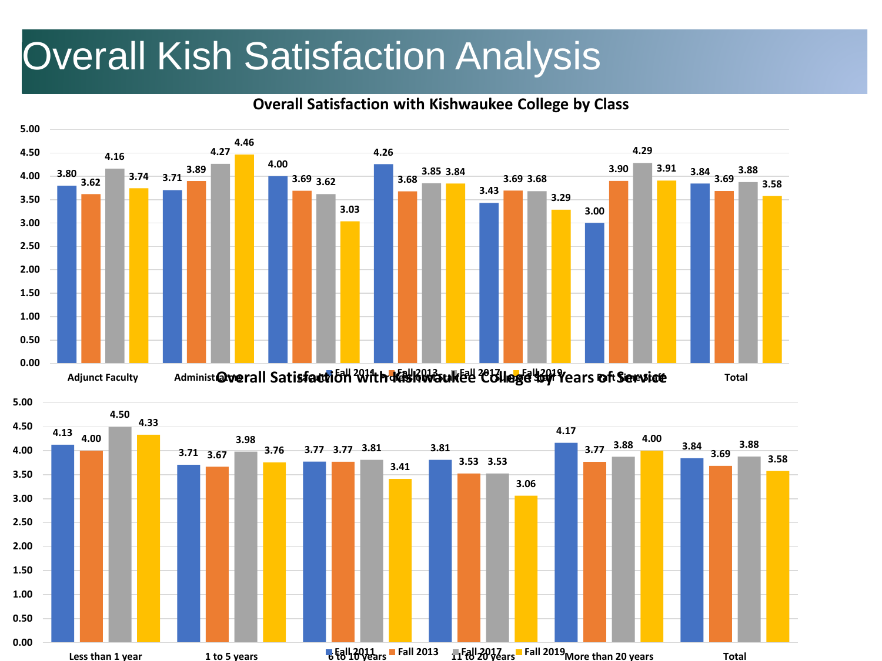# Overall Kish Satisfaction Analysis

## Overall Satisfaction with Kishwaukee College by Class

| Class | Fall 2011 | Fall 2013 | Fall 2017 | Fall 2019 |
|---|---|---|---|---|
| Adjunct Faculty | 3.80 | 3.62 | 4.16 | 3.74 |
| Administrative | 3.71 | 3.89 | 4.27 | 4.46 |
| Faculty | 4.00 | 3.69 | 3.62 | 3.03 |
| Professional Staff | 4.26 | 3.68 | 3.85 | 3.84 |
| Support Staff | 3.43 | 3.69 | 3.68 | 3.29 |
| Part Time Staff | 3.00 | 3.90 | 4.29 | 3.91 |
| Total | 3.84 | 3.69 | 3.88 | 3.58 |

## Overall Satisfaction with Kishwaukee College by Years of Service

| Years of Service | Fall 2011 | Fall 2013 | Fall 2017 | Fall 2019 |
|---|---|---|---|---|
| Less than 1 year | 4.13 | 4.00 | 4.50 | 4.33 |
| 1 to 5 years | 3.71 | 3.67 | 3.98 | 3.76 |
| 6 to 10 years | 3.77 | 3.77 | 3.81 | 3.41 |
| 11 to 20 years | 3.81 | 3.53 | 3.53 | 3.06 |
| More than 20 years | 4.17 | 3.77 | 3.88 | 4.00 |
| Total | 3.84 | 3.69 | 3.88 | 3.58 |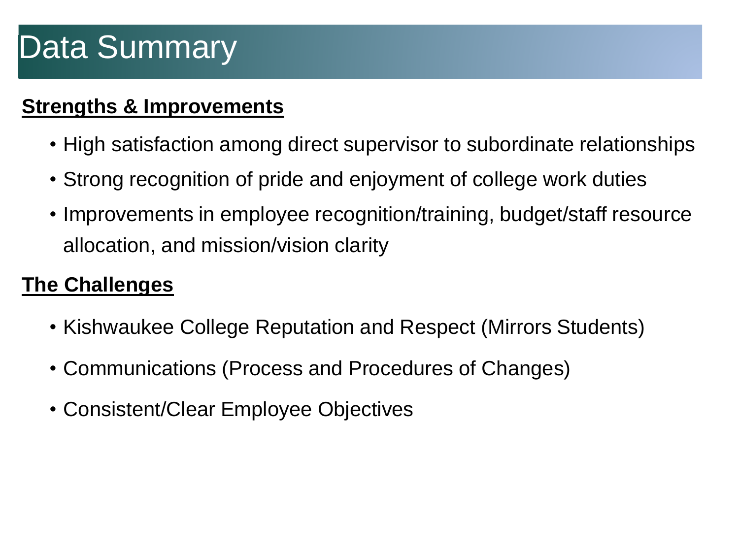# Data Summary

**Strengths & Improvements**

- High satisfaction among direct supervisor to subordinate relationships
- Strong recognition of pride and enjoyment of college work duties
- Improvements in employee recognition/training, budget/staff resource allocation, and mission/vision clarity

**The Challenges**

- Kishwaukee College Reputation and Respect (Mirrors Students)
- Communications (Process and Procedures of Changes)
- Consistent/Clear Employee Objectives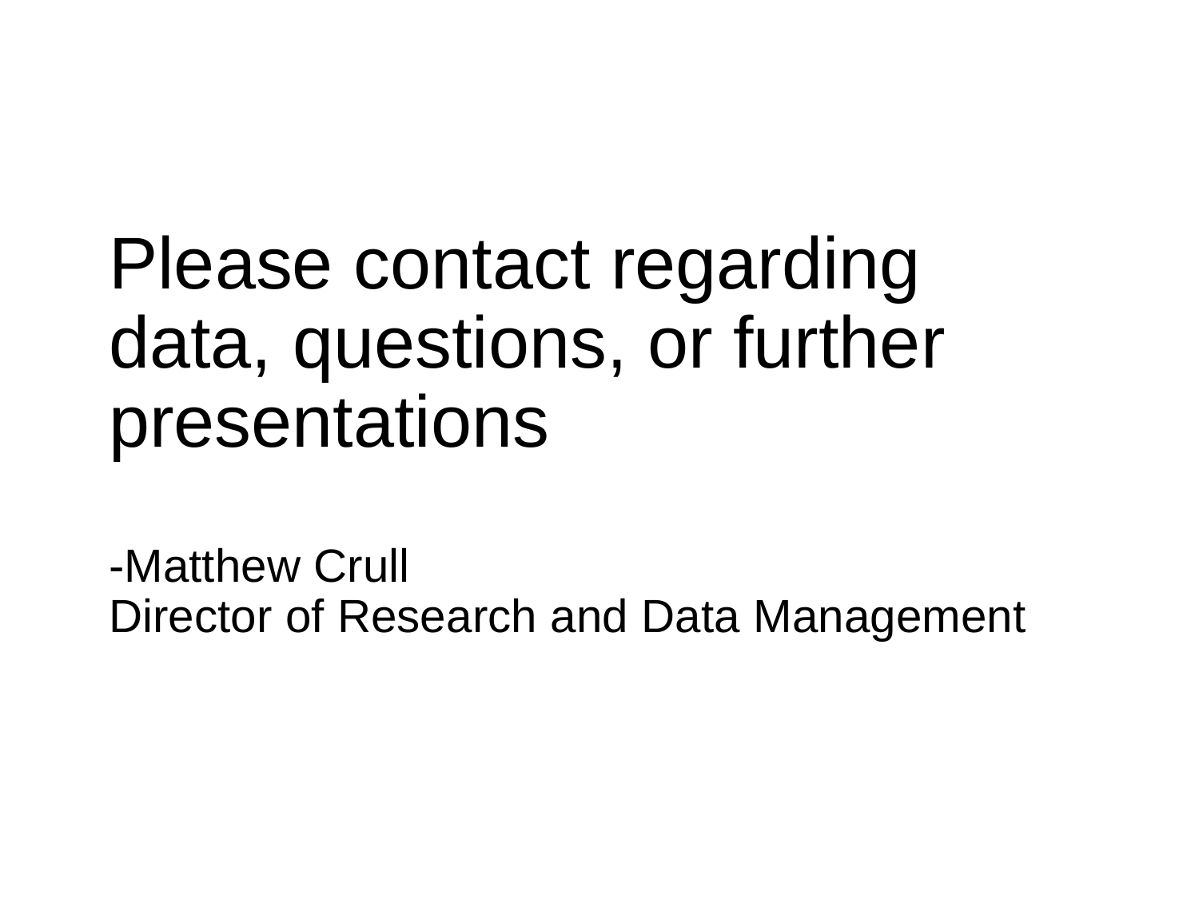# Please contact regarding data, questions, or further presentations

-Matthew Crull
Director of Research and Data Management